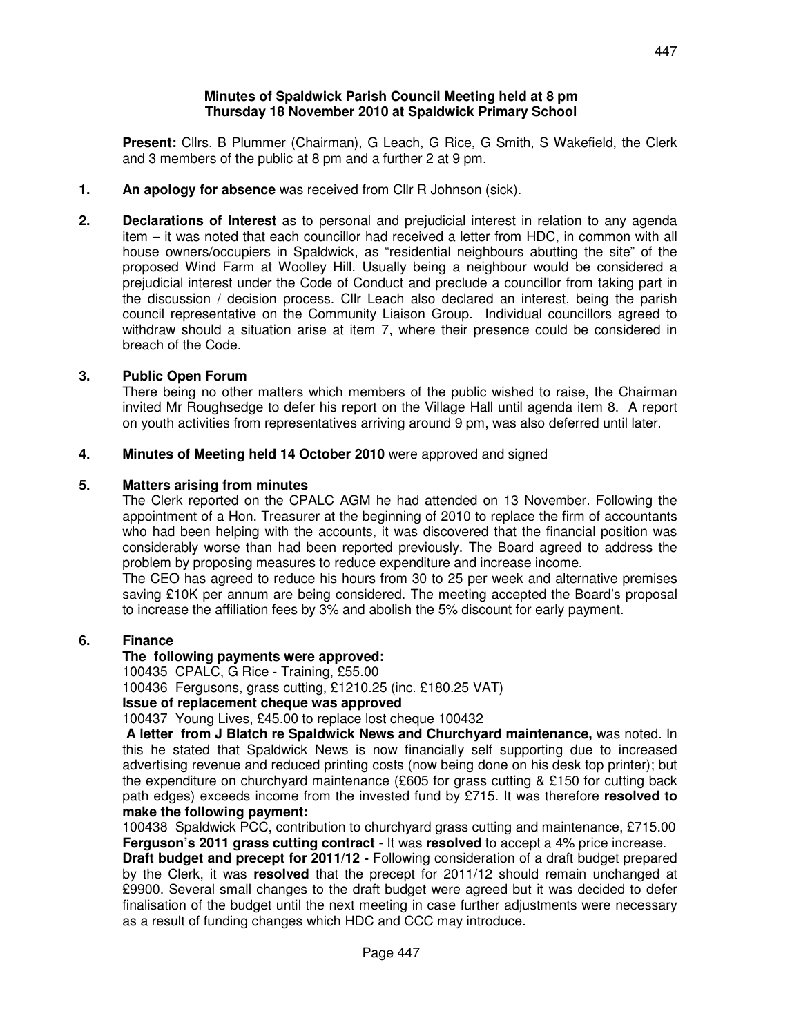**Minutes of Spaldwick Parish Council Meeting held at 8 pm**
**Thursday 18 November 2010 at Spaldwick Primary School**

**Present:** Cllrs. B Plummer (Chairman), G Leach, G Rice, G Smith, S Wakefield, the Clerk and 3 members of the public at 8 pm and a further 2 at 9 pm.

1. **An apology for absence** was received from Cllr R Johnson (sick).

2. **Declarations of Interest** as to personal and prejudicial interest in relation to any agenda item – it was noted that each councillor had received a letter from HDC, in common with all house owners/occupiers in Spaldwick, as "residential neighbours abutting the site" of the proposed Wind Farm at Woolley Hill. Usually being a neighbour would be considered a prejudicial interest under the Code of Conduct and preclude a councillor from taking part in the discussion / decision process. Cllr Leach also declared an interest, being the parish council representative on the Community Liaison Group. Individual councillors agreed to withdraw should a situation arise at item 7, where their presence could be considered in breach of the Code.

3. **Public Open Forum**
There being no other matters which members of the public wished to raise, the Chairman invited Mr Roughsedge to defer his report on the Village Hall until agenda item 8. A report on youth activities from representatives arriving around 9 pm, was also deferred until later.

4. **Minutes of Meeting held 14 October 2010** were approved and signed

5. **Matters arising from minutes**
The Clerk reported on the CPALC AGM he had attended on 13 November. Following the appointment of a Hon. Treasurer at the beginning of 2010 to replace the firm of accountants who had been helping with the accounts, it was discovered that the financial position was considerably worse than had been reported previously. The Board agreed to address the problem by proposing measures to reduce expenditure and increase income.
The CEO has agreed to reduce his hours from 30 to 25 per week and alternative premises saving £10K per annum are being considered. The meeting accepted the Board's proposal to increase the affiliation fees by 3% and abolish the 5% discount for early payment.

6. **Finance**
**The following payments were approved:**
100435 CPALC, G Rice - Training, £55.00
100436 Fergusons, grass cutting, £1210.25 (inc. £180.25 VAT)
**Issue of replacement cheque was approved**
100437 Young Lives, £45.00 to replace lost cheque 100432
**A letter from J Blatch re Spaldwick News and Churchyard maintenance,** was noted. In this he stated that Spaldwick News is now financially self supporting due to increased advertising revenue and reduced printing costs (now being done on his desk top printer); but the expenditure on churchyard maintenance (£605 for grass cutting & £150 for cutting back path edges) exceeds income from the invested fund by £715. It was therefore **resolved to make the following payment:**
100438 Spaldwick PCC, contribution to churchyard grass cutting and maintenance, £715.00
**Ferguson's 2011 grass cutting contract** - It was **resolved** to accept a 4% price increase.
**Draft budget and precept for 2011/12 -** Following consideration of a draft budget prepared by the Clerk, it was **resolved** that the precept for 2011/12 should remain unchanged at £9900. Several small changes to the draft budget were agreed but it was decided to defer finalisation of the budget until the next meeting in case further adjustments were necessary as a result of funding changes which HDC and CCC may introduce.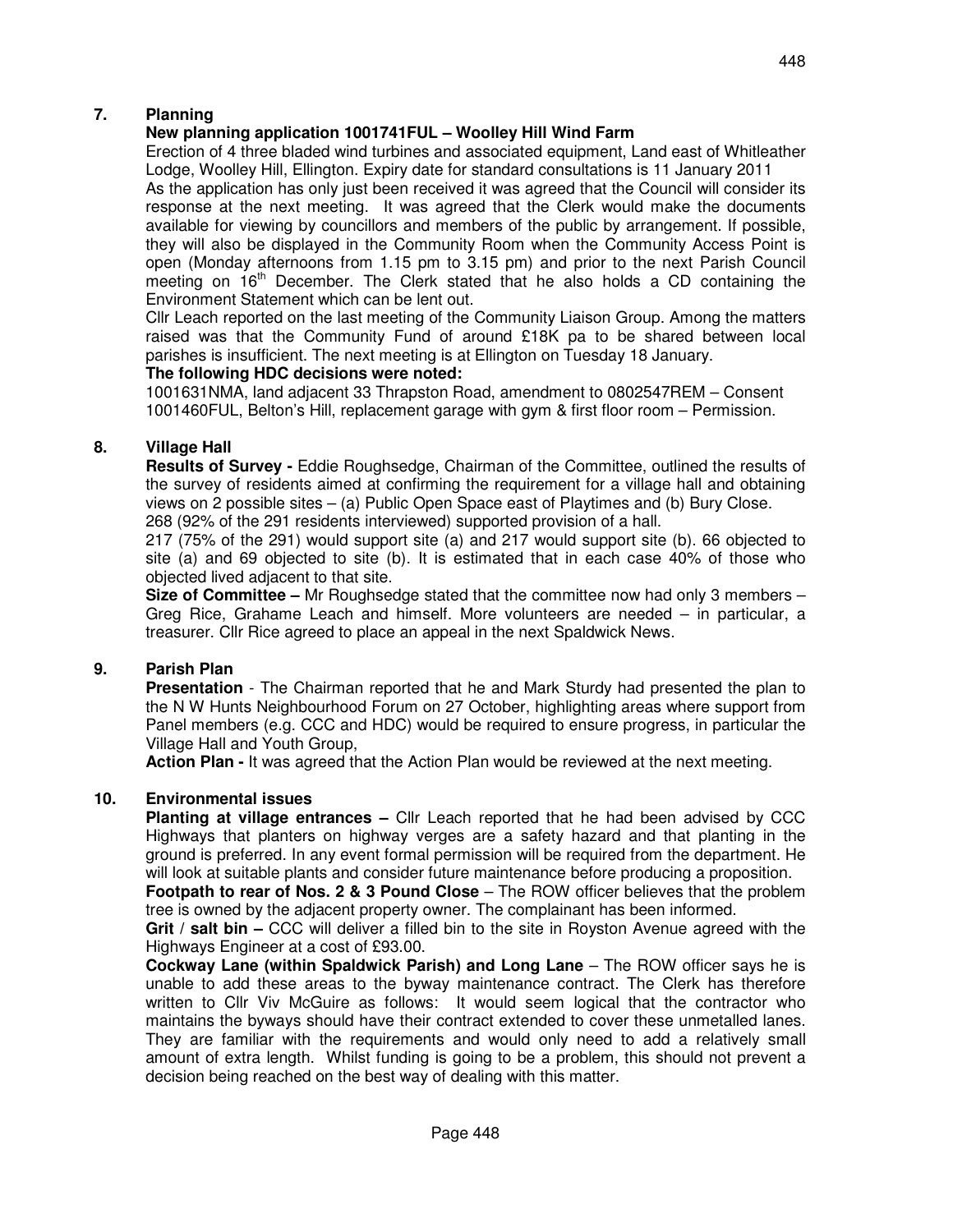## 7. Planning

**New planning application 1001741FUL – Woolley Hill Wind Farm**

Erection of 4 three bladed wind turbines and associated equipment, Land east of Whitleather Lodge, Woolley Hill, Ellington. Expiry date for standard consultations is 11 January 2011

As the application has only just been received it was agreed that the Council will consider its response at the next meeting. It was agreed that the Clerk would make the documents available for viewing by councillors and members of the public by arrangement. If possible, they will also be displayed in the Community Room when the Community Access Point is open (Monday afternoons from 1.15 pm to 3.15 pm) and prior to the next Parish Council meeting on 16th December. The Clerk stated that he also holds a CD containing the Environment Statement which can be lent out.

Cllr Leach reported on the last meeting of the Community Liaison Group. Among the matters raised was that the Community Fund of around £18K pa to be shared between local parishes is insufficient. The next meeting is at Ellington on Tuesday 18 January.

**The following HDC decisions were noted:**

1001631NMA, land adjacent 33 Thrapston Road, amendment to 0802547REM – Consent
1001460FUL, Belton's Hill, replacement garage with gym & first floor room – Permission.

## 8. Village Hall

**Results of Survey -** Eddie Roughsedge, Chairman of the Committee, outlined the results of the survey of residents aimed at confirming the requirement for a village hall and obtaining views on 2 possible sites – (a) Public Open Space east of Playtimes and (b) Bury Close.

268 (92% of the 291 residents interviewed) supported provision of a hall.

217 (75% of the 291) would support site (a) and 217 would support site (b). 66 objected to site (a) and 69 objected to site (b). It is estimated that in each case 40% of those who objected lived adjacent to that site.

**Size of Committee –** Mr Roughsedge stated that the committee now had only 3 members – Greg Rice, Grahame Leach and himself. More volunteers are needed – in particular, a treasurer. Cllr Rice agreed to place an appeal in the next Spaldwick News.

## 9. Parish Plan

**Presentation** - The Chairman reported that he and Mark Sturdy had presented the plan to the N W Hunts Neighbourhood Forum on 27 October, highlighting areas where support from Panel members (e.g. CCC and HDC) would be required to ensure progress, in particular the Village Hall and Youth Group,

**Action Plan -** It was agreed that the Action Plan would be reviewed at the next meeting.

## 10. Environmental issues

**Planting at village entrances –** Cllr Leach reported that he had been advised by CCC Highways that planters on highway verges are a safety hazard and that planting in the ground is preferred. In any event formal permission will be required from the department. He will look at suitable plants and consider future maintenance before producing a proposition.

**Footpath to rear of Nos. 2 & 3 Pound Close** – The ROW officer believes that the problem tree is owned by the adjacent property owner. The complainant has been informed.

**Grit / salt bin –** CCC will deliver a filled bin to the site in Royston Avenue agreed with the Highways Engineer at a cost of £93.00.

**Cockway Lane (within Spaldwick Parish) and Long Lane** – The ROW officer says he is unable to add these areas to the byway maintenance contract. The Clerk has therefore written to Cllr Viv McGuire as follows: It would seem logical that the contractor who maintains the byways should have their contract extended to cover these unmetalled lanes. They are familiar with the requirements and would only need to add a relatively small amount of extra length. Whilst funding is going to be a problem, this should not prevent a decision being reached on the best way of dealing with this matter.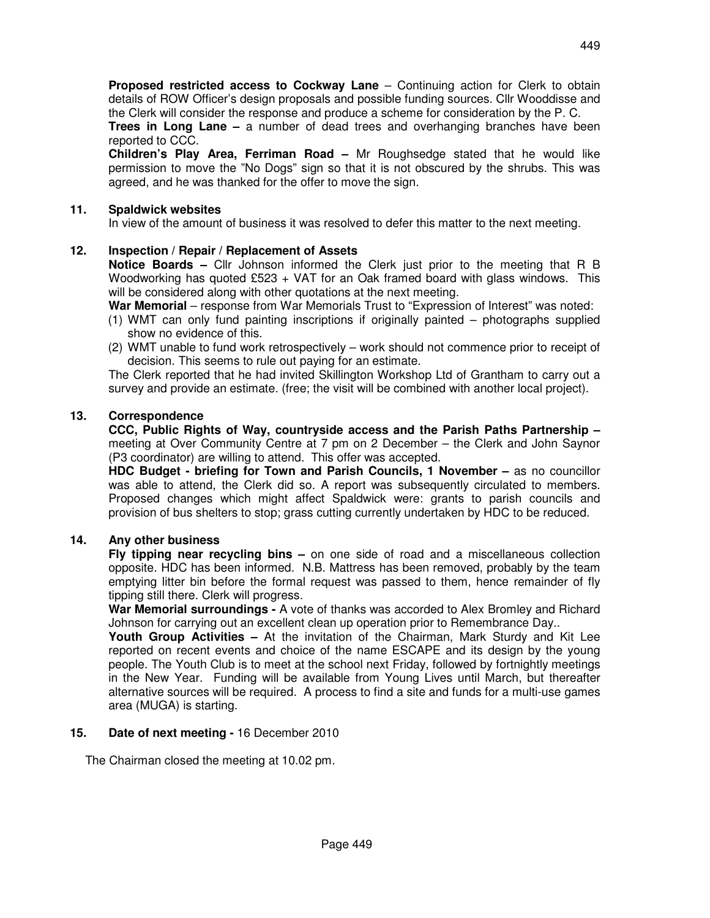**Proposed restricted access to Cockway Lane** – Continuing action for Clerk to obtain details of ROW Officer's design proposals and possible funding sources. Cllr Wooddisse and the Clerk will consider the response and produce a scheme for consideration by the P. C.

**Trees in Long Lane –** a number of dead trees and overhanging branches have been reported to CCC.

**Children's Play Area, Ferriman Road –** Mr Roughsedge stated that he would like permission to move the "No Dogs" sign so that it is not obscured by the shrubs. This was agreed, and he was thanked for the offer to move the sign.

**11. Spaldwick websites**

In view of the amount of business it was resolved to defer this matter to the next meeting.

**12. Inspection / Repair / Replacement of Assets**

**Notice Boards –** Cllr Johnson informed the Clerk just prior to the meeting that R B Woodworking has quoted £523 + VAT for an Oak framed board with glass windows. This will be considered along with other quotations at the next meeting.

**War Memorial** – response from War Memorials Trust to "Expression of Interest" was noted:

(1) WMT can only fund painting inscriptions if originally painted – photographs supplied show no evidence of this.
(2) WMT unable to fund work retrospectively – work should not commence prior to receipt of decision. This seems to rule out paying for an estimate.

The Clerk reported that he had invited Skillington Workshop Ltd of Grantham to carry out a survey and provide an estimate. (free; the visit will be combined with another local project).

**13. Correspondence**

**CCC, Public Rights of Way, countryside access and the Parish Paths Partnership –** meeting at Over Community Centre at 7 pm on 2 December – the Clerk and John Saynor (P3 coordinator) are willing to attend. This offer was accepted.

**HDC Budget - briefing for Town and Parish Councils, 1 November –** as no councillor was able to attend, the Clerk did so. A report was subsequently circulated to members. Proposed changes which might affect Spaldwick were: grants to parish councils and provision of bus shelters to stop; grass cutting currently undertaken by HDC to be reduced.

**14. Any other business**

**Fly tipping near recycling bins –** on one side of road and a miscellaneous collection opposite. HDC has been informed. N.B. Mattress has been removed, probably by the team emptying litter bin before the formal request was passed to them, hence remainder of fly tipping still there. Clerk will progress.

**War Memorial surroundings -** A vote of thanks was accorded to Alex Bromley and Richard Johnson for carrying out an excellent clean up operation prior to Remembrance Day..

**Youth Group Activities –** At the invitation of the Chairman, Mark Sturdy and Kit Lee reported on recent events and choice of the name ESCAPE and its design by the young people. The Youth Club is to meet at the school next Friday, followed by fortnightly meetings in the New Year. Funding will be available from Young Lives until March, but thereafter alternative sources will be required. A process to find a site and funds for a multi-use games area (MUGA) is starting.

**15. Date of next meeting -** 16 December 2010

The Chairman closed the meeting at 10.02 pm.